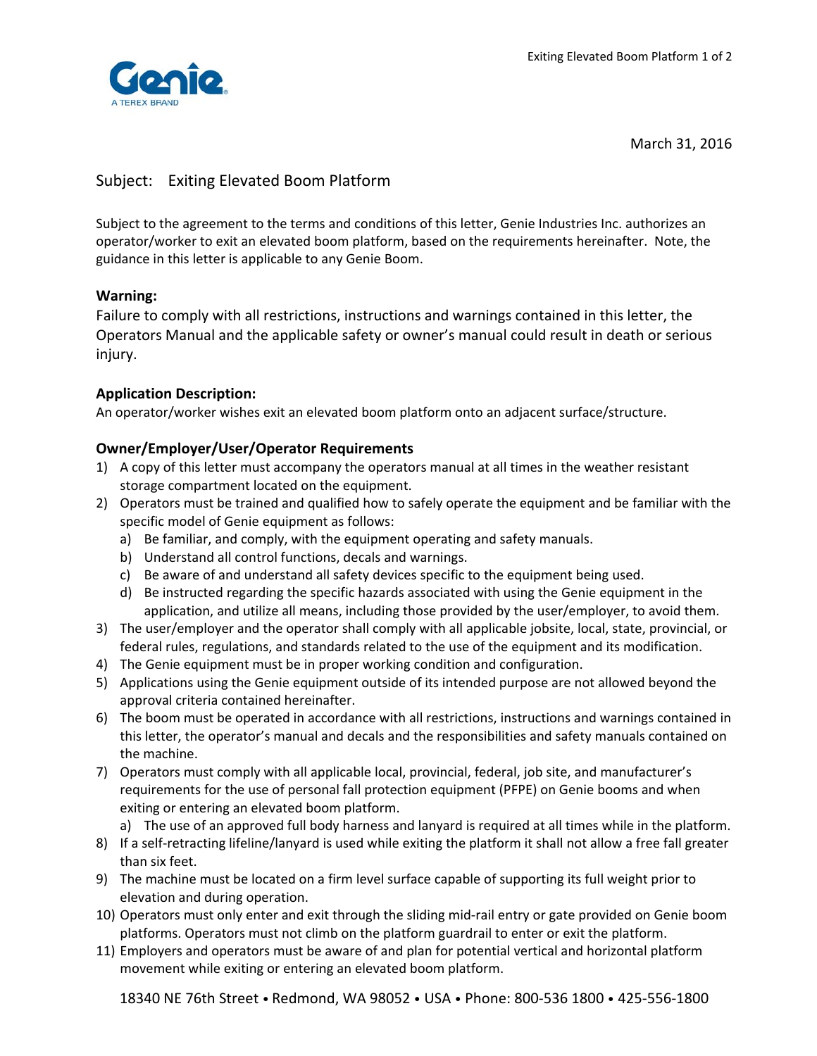Genie
A TEREX BRAND

March 31, 2016

Subject: Exiting Elevated Boom Platform

Subject to the agreement to the terms and conditions of this letter, Genie Industries Inc. authorizes an operator/worker to exit an elevated boom platform, based on the requirements hereinafter. Note, the guidance in this letter is applicable to any Genie Boom.

**Warning:**

Failure to comply with all restrictions, instructions and warnings contained in this letter, the Operators Manual and the applicable safety or owner's manual could result in death or serious injury.

**Application Description:**

An operator/worker wishes exit an elevated boom platform onto an adjacent surface/structure.

**Owner/Employer/User/Operator Requirements**

1) A copy of this letter must accompany the operators manual at all times in the weather resistant storage compartment located on the equipment.
2) Operators must be trained and qualified how to safely operate the equipment and be familiar with the specific model of Genie equipment as follows:
   a) Be familiar, and comply, with the equipment operating and safety manuals.
   b) Understand all control functions, decals and warnings.
   c) Be aware of and understand all safety devices specific to the equipment being used.
   d) Be instructed regarding the specific hazards associated with using the Genie equipment in the application, and utilize all means, including those provided by the user/employer, to avoid them.
3) The user/employer and the operator shall comply with all applicable jobsite, local, state, provincial, or federal rules, regulations, and standards related to the use of the equipment and its modification.
4) The Genie equipment must be in proper working condition and configuration.
5) Applications using the Genie equipment outside of its intended purpose are not allowed beyond the approval criteria contained hereinafter.
6) The boom must be operated in accordance with all restrictions, instructions and warnings contained in this letter, the operator's manual and decals and the responsibilities and safety manuals contained on the machine.
7) Operators must comply with all applicable local, provincial, federal, job site, and manufacturer's requirements for the use of personal fall protection equipment (PFPE) on Genie booms and when exiting or entering an elevated boom platform.
   a) The use of an approved full body harness and lanyard is required at all times while in the platform.
8) If a self-retracting lifeline/lanyard is used while exiting the platform it shall not allow a free fall greater than six feet.
9) The machine must be located on a firm level surface capable of supporting its full weight prior to elevation and during operation.
10) Operators must only enter and exit through the sliding mid-rail entry or gate provided on Genie boom platforms. Operators must not climb on the platform guardrail to enter or exit the platform.
11) Employers and operators must be aware of and plan for potential vertical and horizontal platform movement while exiting or entering an elevated boom platform.

18340 NE 76th Street • Redmond, WA 98052 • USA • Phone: 800-536 1800 • 425-556-1800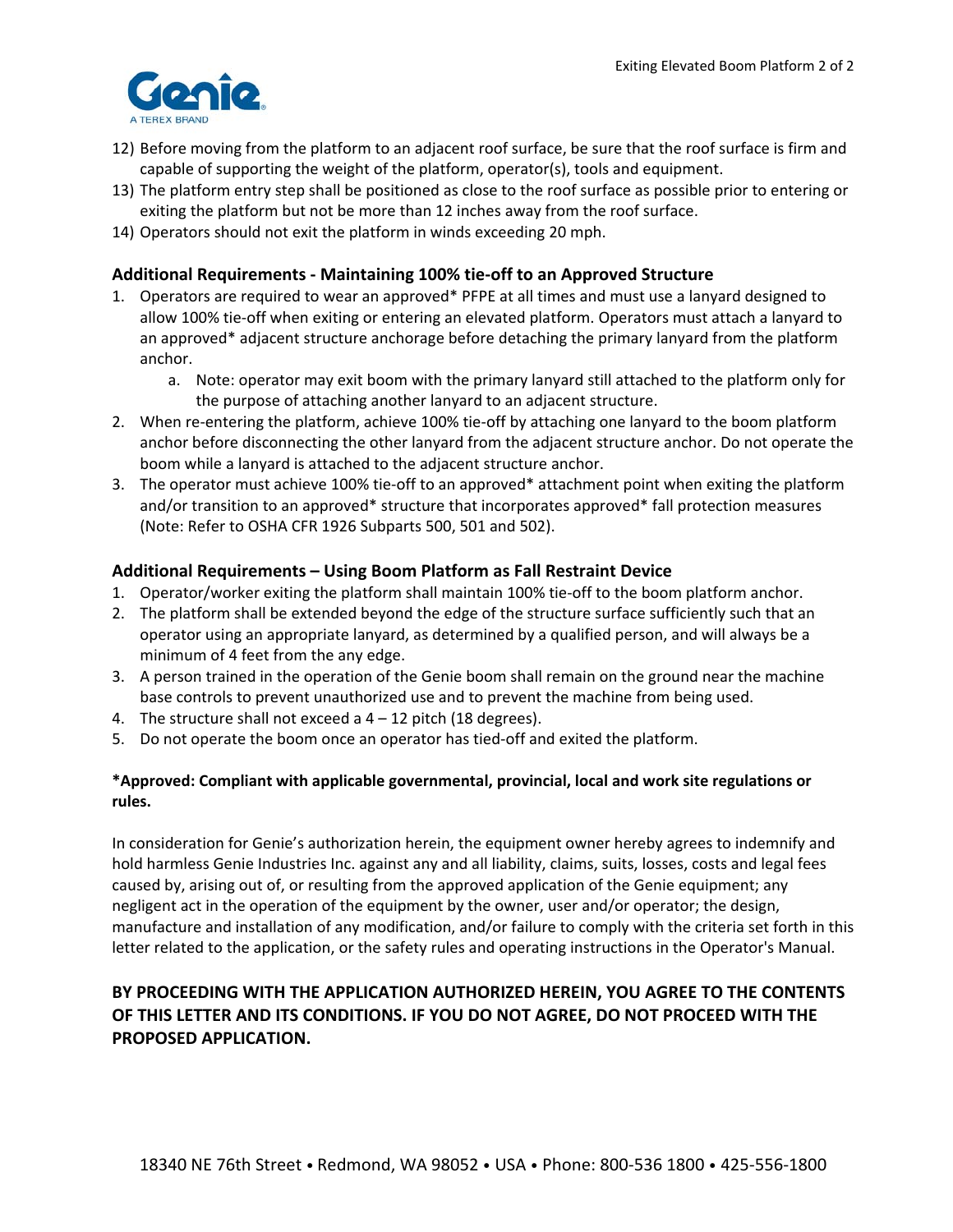12) Before moving from the platform to an adjacent roof surface, be sure that the roof surface is firm and capable of supporting the weight of the platform, operator(s), tools and equipment.
13) The platform entry step shall be positioned as close to the roof surface as possible prior to entering or exiting the platform but not be more than 12 inches away from the roof surface.
14) Operators should not exit the platform in winds exceeding 20 mph.

### Additional Requirements - Maintaining 100% tie-off to an Approved Structure

1. Operators are required to wear an approved* PFPE at all times and must use a lanyard designed to allow 100% tie-off when exiting or entering an elevated platform. Operators must attach a lanyard to an approved* adjacent structure anchorage before detaching the primary lanyard from the platform anchor.
    a. Note: operator may exit boom with the primary lanyard still attached to the platform only for the purpose of attaching another lanyard to an adjacent structure.
2. When re-entering the platform, achieve 100% tie-off by attaching one lanyard to the boom platform anchor before disconnecting the other lanyard from the adjacent structure anchor. Do not operate the boom while a lanyard is attached to the adjacent structure anchor.
3. The operator must achieve 100% tie-off to an approved* attachment point when exiting the platform and/or transition to an approved* structure that incorporates approved* fall protection measures (Note: Refer to OSHA CFR 1926 Subparts 500, 501 and 502).

### Additional Requirements – Using Boom Platform as Fall Restraint Device

1. Operator/worker exiting the platform shall maintain 100% tie-off to the boom platform anchor.
2. The platform shall be extended beyond the edge of the structure surface sufficiently such that an operator using an appropriate lanyard, as determined by a qualified person, and will always be a minimum of 4 feet from the any edge.
3. A person trained in the operation of the Genie boom shall remain on the ground near the machine base controls to prevent unauthorized use and to prevent the machine from being used.
4. The structure shall not exceed a 4 – 12 pitch (18 degrees).
5. Do not operate the boom once an operator has tied-off and exited the platform.

**\*Approved: Compliant with applicable governmental, provincial, local and work site regulations or rules.**

In consideration for Genie's authorization herein, the equipment owner hereby agrees to indemnify and hold harmless Genie Industries Inc. against any and all liability, claims, suits, losses, costs and legal fees caused by, arising out of, or resulting from the approved application of the Genie equipment; any negligent act in the operation of the equipment by the owner, user and/or operator; the design, manufacture and installation of any modification, and/or failure to comply with the criteria set forth in this letter related to the application, or the safety rules and operating instructions in the Operator's Manual.

**BY PROCEEDING WITH THE APPLICATION AUTHORIZED HEREIN, YOU AGREE TO THE CONTENTS OF THIS LETTER AND ITS CONDITIONS. IF YOU DO NOT AGREE, DO NOT PROCEED WITH THE PROPOSED APPLICATION.**

18340 NE 76th Street • Redmond, WA 98052 • USA • Phone: 800-536 1800 • 425-556-1800